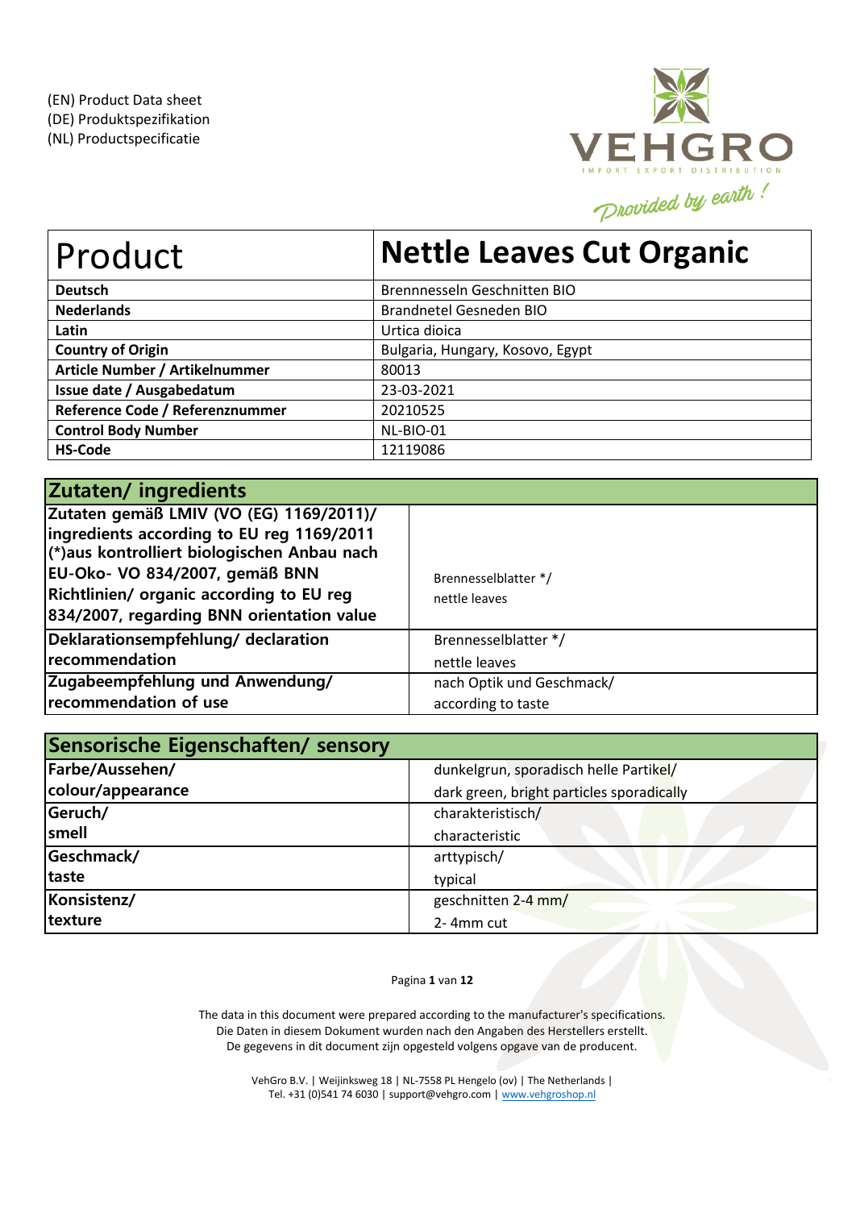(EN) Product Data sheet
(DE) Produktspezifikation
(NL) Productspecificatie

VEHGRO
IMPORT EXPORT DISTRIBUTION
Provided by earth !

| Product | Nettle Leaves Cut Organic |
|---|---|
| **Deutsch** | Brennnesseln Geschnitten BIO |
| **Nederlands** | Brandnetel Gesneden BIO |
| **Latin** | Urtica dioica |
| **Country of Origin** | Bulgaria, Hungary, Kosovo, Egypt |
| **Article Number / Artikelnummer** | 80013 |
| **Issue date / Ausgabedatum** | 23-03-2021 |
| **Reference Code / Referenznummer** | 20210525 |
| **Control Body Number** | NL-BIO-01 |
| **HS-Code** | 12119086 |

| Zutaten/ ingredients | |
|---|---|
| **Zutaten gemäß LMIV (VO (EG) 1169/2011)/ ingredients according to EU reg 1169/2011 (*)aus kontrolliert biologischen Anbau nach EU-Oko- VO 834/2007, gemäß BNN Richtlinien/ organic according to EU reg 834/2007, regarding BNN orientation value** | Brennesselblatter */ nettle leaves |
| **Deklarationsempfehlung/ declaration recommendation** | Brennesselblatter */ nettle leaves |
| **Zugabeempfehlung und Anwendung/ recommendation of use** | nach Optik und Geschmack/ according to taste |

| Sensorische Eigenschaften/ sensory | |
|---|---|
| **Farbe/Aussehen/ colour/appearance** | dunkelgrun, sporadisch helle Partikel/ dark green, bright particles sporadically |
| **Geruch/ smell** | charakteristisch/ characteristic |
| **Geschmack/ taste** | arttypisch/ typical |
| **Konsistenz/ texture** | geschnitten 2-4 mm/ 2- 4mm cut |

The data in this document were prepared according to the manufacturer's specifications.
Die Daten in diesem Dokument wurden nach den Angaben des Herstellers erstellt.
De gegevens in dit document zijn opgesteld volgens opgave van de producent.

VehGro B.V. | Weijinksweg 18 | NL-7558 PL Hengelo (ov) | The Netherlands |
Tel. +31 (0)541 74 6030 | support@vehgro.com | www.vehgroshop.nl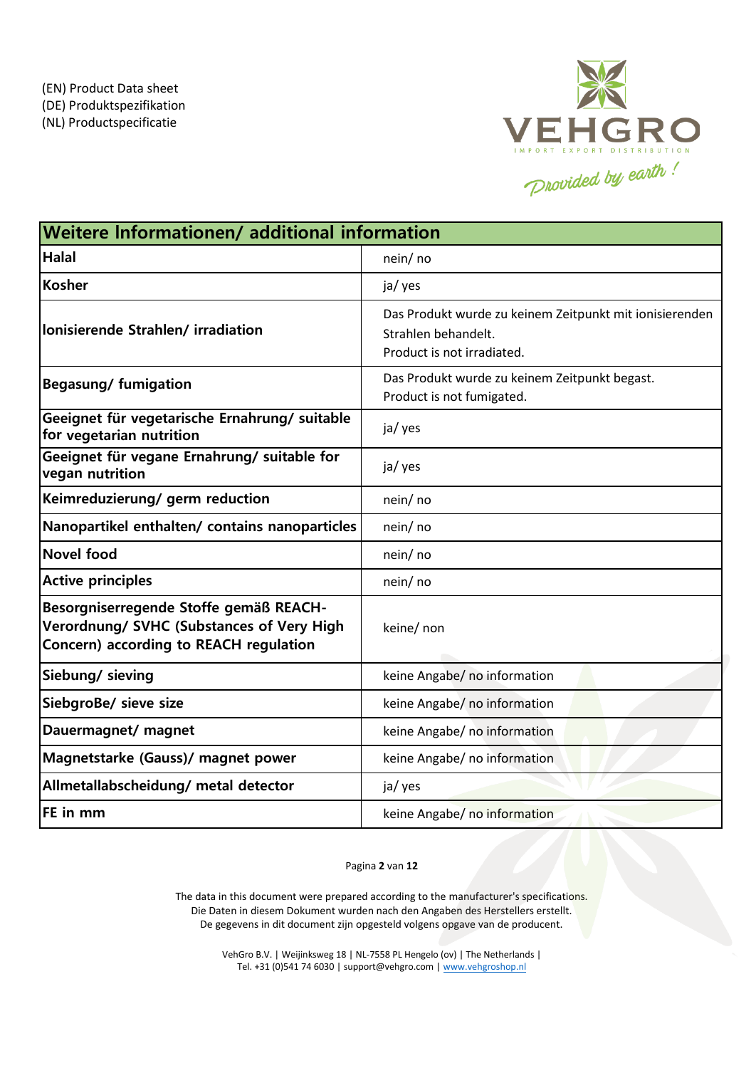(EN) Product Data sheet
(DE) Produktspezifikation
(NL) Productspecificatie

| Weitere Informationen/ additional information | |
|---|---|
| **Halal** | nein/ no |
| **Kosher** | ja/ yes |
| **Ionisierende Strahlen/ irradiation** | Das Produkt wurde zu keinem Zeitpunkt mit ionisierenden Strahlen behandelt. Product is not irradiated. |
| **Begasung/ fumigation** | Das Produkt wurde zu keinem Zeitpunkt begast. Product is not fumigated. |
| **Geeignet für vegetarische Ernahrung/ suitable for vegetarian nutrition** | ja/ yes |
| **Geeignet für vegane Ernahrung/ suitable for vegan nutrition** | ja/ yes |
| **Keimreduzierung/ germ reduction** | nein/ no |
| **Nanopartikel enthalten/ contains nanoparticles** | nein/ no |
| **Novel food** | nein/ no |
| **Active principles** | nein/ no |
| **Besorgniserregende Stoffe gemäß REACH-Verordnung/ SVHC (Substances of Very High Concern) according to REACH regulation** | keine/ non |
| **Siebung/ sieving** | keine Angabe/ no information |
| **SiebgroBe/ sieve size** | keine Angabe/ no information |
| **Dauermagnet/ magnet** | keine Angabe/ no information |
| **Magnetstarke (Gauss)/ magnet power** | keine Angabe/ no information |
| **Allmetallabscheidung/ metal detector** | ja/ yes |
| **FE in mm** | keine Angabe/ no information |

The data in this document were prepared according to the manufacturer's specifications.
Die Daten in diesem Dokument wurden nach den Angaben des Herstellers erstellt.
De gegevens in dit document zijn opgesteld volgens opgave van de producent.

VehGro B.V. | Weijinksweg 18 | NL-7558 PL Hengelo (ov) | The Netherlands |
Tel. +31 (0)541 74 6030 | support@vehgro.com | www.vehgroshop.nl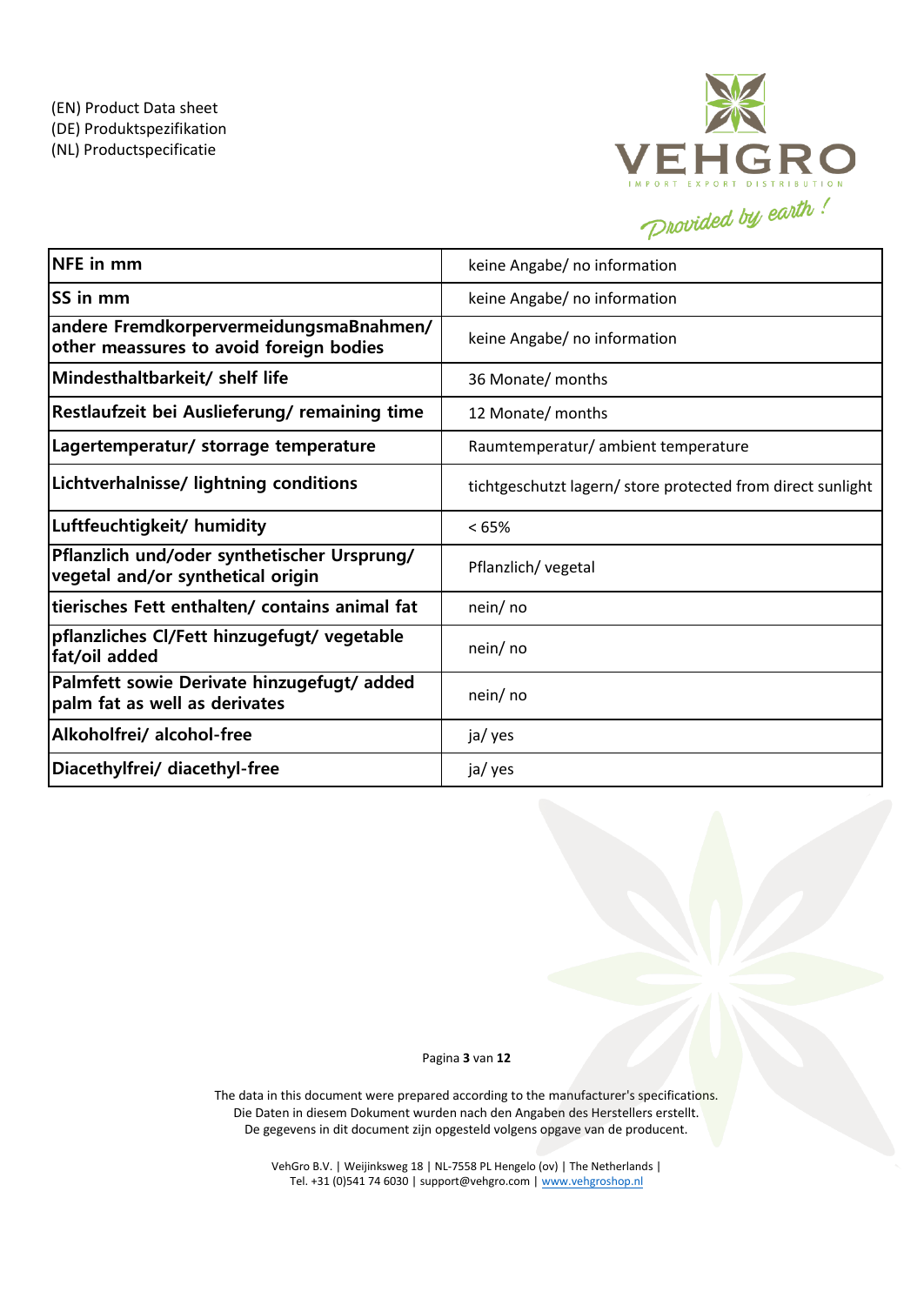(EN) Product Data sheet
(DE) Produktspezifikation
(NL) Productspecificatie

| NFE in mm | keine Angabe/ no information |
| --- | --- |
| SS in mm | keine Angabe/ no information |
| andere FremdkorpervermeidungsmaBnahmen/ other meassures to avoid foreign bodies | keine Angabe/ no information |
| Mindesthaltbarkeit/ shelf life | 36 Monate/ months |
| Restlaufzeit bei Auslieferung/ remaining time | 12 Monate/ months |
| Lagertemperatur/ storrage temperature | Raumtemperatur/ ambient temperature |
| Lichtverhalnisse/ lightning conditions | tichtgeschutzt lagern/ store protected from direct sunlight |
| Luftfeuchtigkeit/ humidity | < 65% |
| Pflanzlich und/oder synthetischer Ursprung/ vegetal and/or synthetical origin | Pflanzlich/ vegetal |
| tierisches Fett enthalten/ contains animal fat | nein/ no |
| pflanzliches Cl/Fett hinzugefugt/ vegetable fat/oil added | nein/ no |
| Palmfett sowie Derivate hinzugefugt/ added palm fat as well as derivates | nein/ no |
| Alkoholfrei/ alcohol-free | ja/ yes |
| Diacethylfrei/ diacethyl-free | ja/ yes |

The data in this document were prepared according to the manufacturer's specifications.
Die Daten in diesem Dokument wurden nach den Angaben des Herstellers erstellt.
De gegevens in dit document zijn opgesteld volgens opgave van de producent.

VehGro B.V. | Weijinksweg 18 | NL-7558 PL Hengelo (ov) | The Netherlands |
Tel. +31 (0)541 74 6030 | support@vehgro.com | www.vehgroshop.nl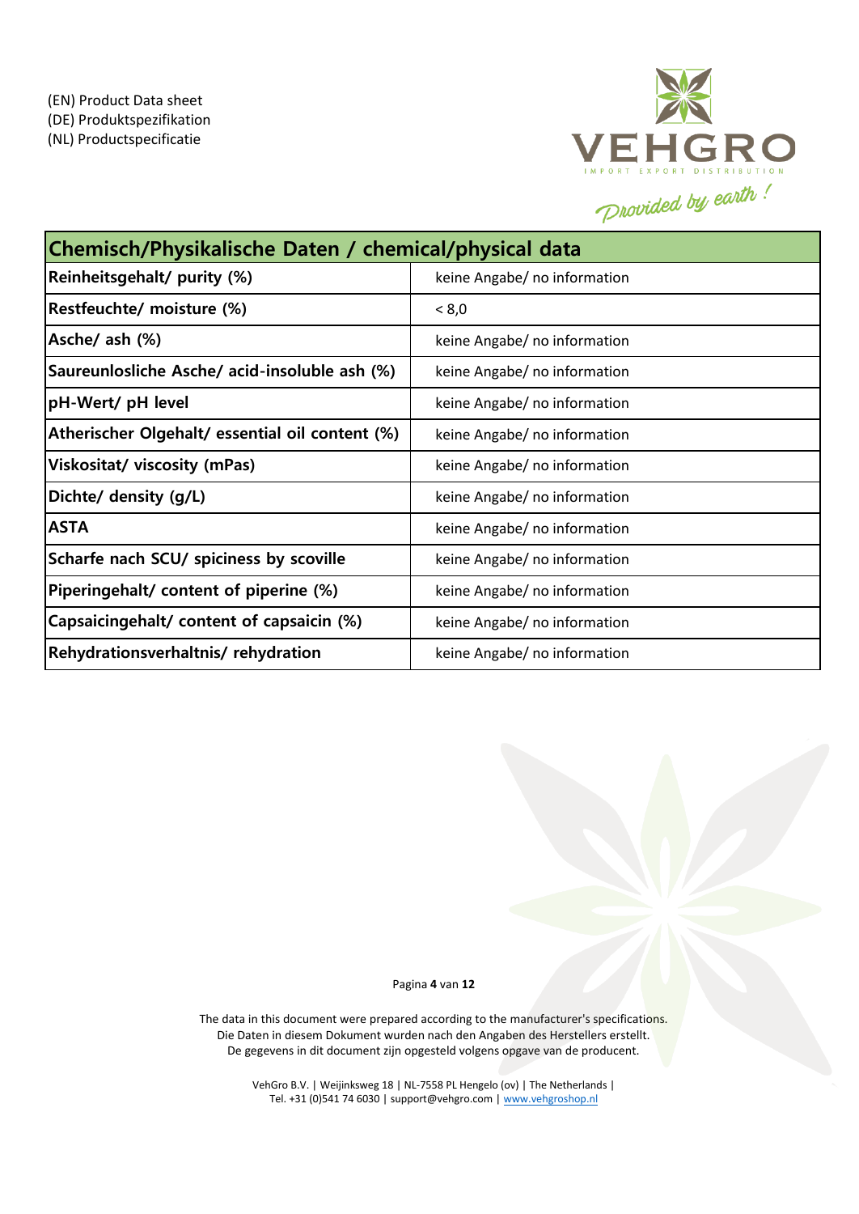(EN) Product Data sheet
(DE) Produktspezifikation
(NL) Productspecificatie

VEHGRO
IMPORT EXPORT DISTRIBUTION
Provided by earth !

| Chemisch/Physikalische Daten / chemical/physical data | |
|---|---|
| **Reinheitsgehalt/ purity (%)** | keine Angabe/ no information |
| **Restfeuchte/ moisture (%)** | < 8,0 |
| **Asche/ ash (%)** | keine Angabe/ no information |
| **Saureunlosliche Asche/ acid-insoluble ash (%)** | keine Angabe/ no information |
| **pH-Wert/ pH level** | keine Angabe/ no information |
| **Atherischer Olgehalt/ essential oil content (%)** | keine Angabe/ no information |
| **Viskositat/ viscosity (mPas)** | keine Angabe/ no information |
| **Dichte/ density (g/L)** | keine Angabe/ no information |
| **ASTA** | keine Angabe/ no information |
| **Scharfe nach SCU/ spiciness by scoville** | keine Angabe/ no information |
| **Piperingehalt/ content of piperine (%)** | keine Angabe/ no information |
| **Capsaicingehalt/ content of capsaicin (%)** | keine Angabe/ no information |
| **Rehydrationsverhaltnis/ rehydration** | keine Angabe/ no information |

The data in this document were prepared according to the manufacturer's specifications.
Die Daten in diesem Dokument wurden nach den Angaben des Herstellers erstellt.
De gegevens in dit document zijn opgesteld volgens opgave van de producent.

VehGro B.V. | Weijinksweg 18 | NL-7558 PL Hengelo (ov) | The Netherlands |
Tel. +31 (0)541 74 6030 | support@vehgro.com | www.vehgroshop.nl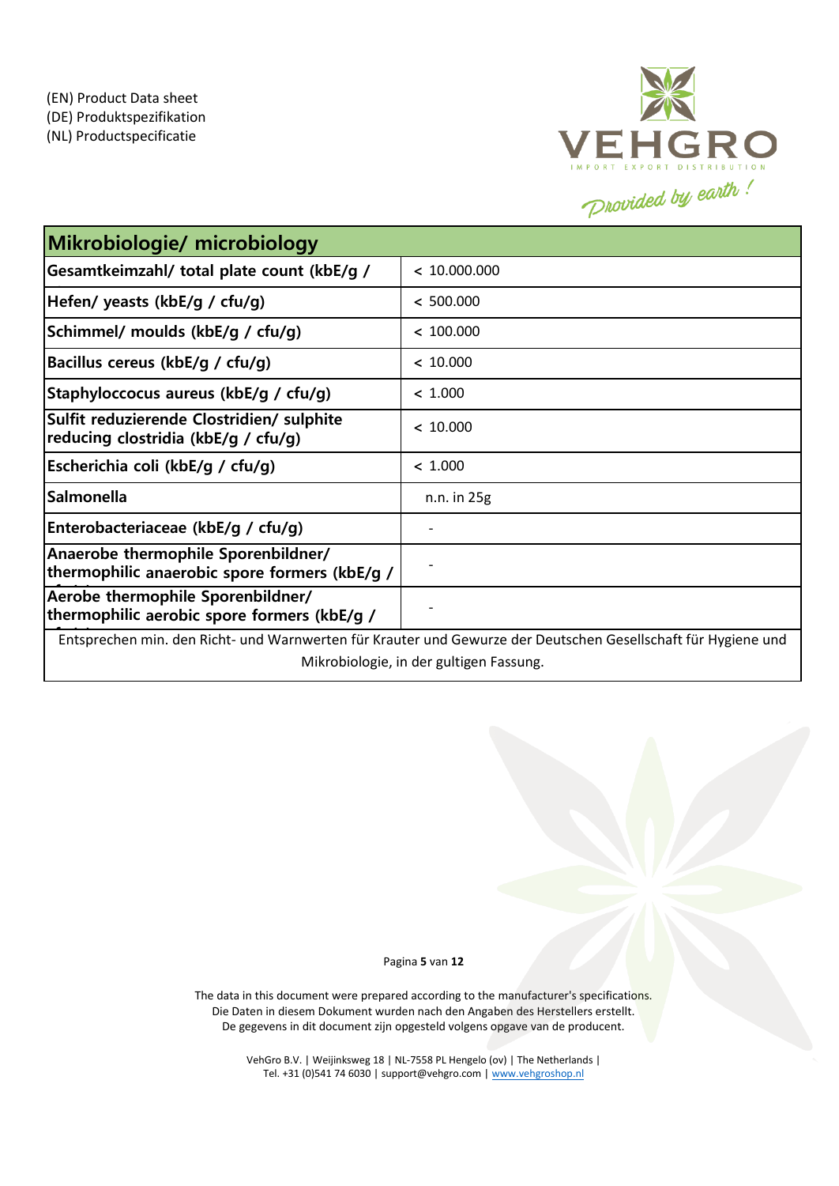(EN) Product Data sheet
(DE) Produktspezifikation
(NL) Productspecificatie

| Mikrobiologie/ microbiology | |
|---|---|
| Gesamtkeimzahl/ total plate count (kbE/g / | < 10.000.000 |
| Hefen/ yeasts (kbE/g / cfu/g) | < 500.000 |
| Schimmel/ moulds (kbE/g / cfu/g) | < 100.000 |
| Bacillus cereus (kbE/g / cfu/g) | < 10.000 |
| Staphyloccocus aureus (kbE/g / cfu/g) | < 1.000 |
| Sulfit reduzierende Clostridien/ sulphite reducing clostridia (kbE/g / cfu/g) | < 10.000 |
| Escherichia coli (kbE/g / cfu/g) | < 1.000 |
| Salmonella | n.n. in 25g |
| Enterobacteriaceae (kbE/g / cfu/g) | - |
| Anaerobe thermophile Sporenbildner/ thermophilic anaerobic spore formers (kbE/g / | - |
| Aerobe thermophile Sporenbildner/ thermophilic aerobic spore formers (kbE/g / | - |

Entsprechen min. den Richt- und Warnwerten für Krauter und Gewurze der Deutschen Gesellschaft für Hygiene und Mikrobiologie, in der gultigen Fassung.

The data in this document were prepared according to the manufacturer's specifications.
Die Daten in diesem Dokument wurden nach den Angaben des Herstellers erstellt.
De gegevens in dit document zijn opgesteld volgens opgave van de producent.

VehGro B.V. | Weijinksweg 18 | NL-7558 PL Hengelo (ov) | The Netherlands |
Tel. +31 (0)541 74 6030 | support@vehgro.com | www.vehgroshop.nl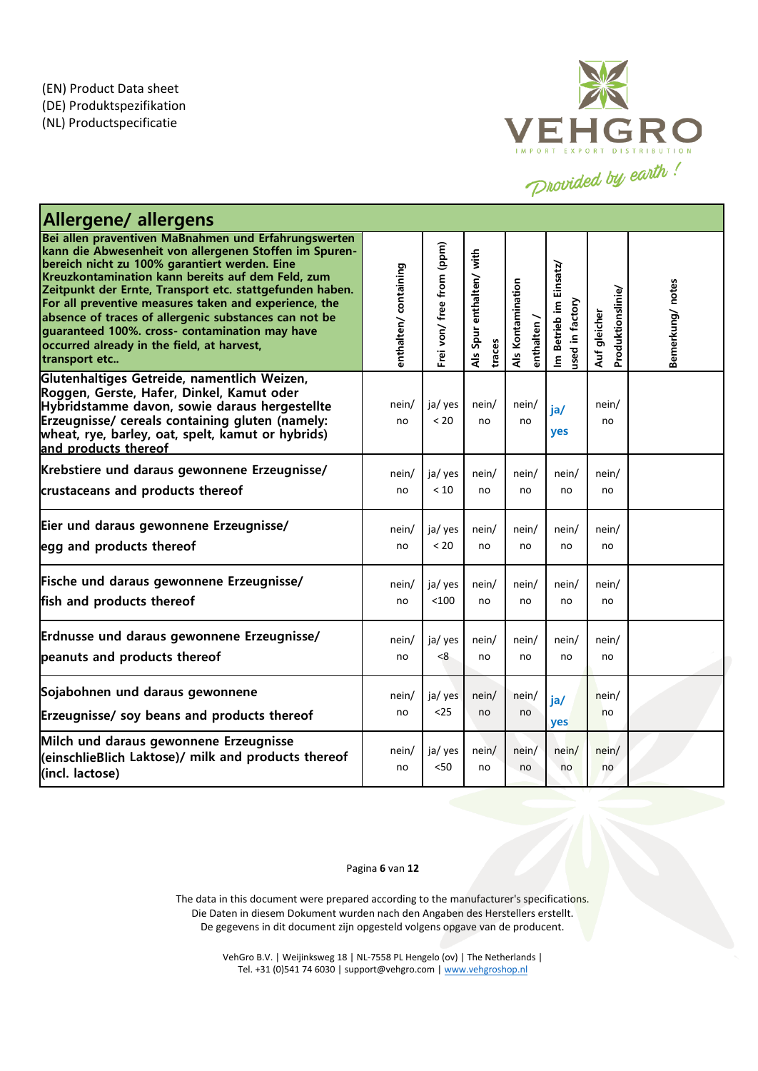(EN) Product Data sheet
(DE) Produktspezifikation
(NL) Productspecificatie

## Allergene/ allergens

| Bei allen praventiven MaBnahmen und Erfahrungswerten kann die Abwesenheit von allergenen Stoffen im Spuren-bereich nicht zu 100% garantiert werden. Eine Kreuzkontamination kann bereits auf dem Feld, zum Zeitpunkt der Ernte, Transport etc. stattgefunden haben. For all preventive measures taken and experience, the absence of traces of allergenic substances can not be guaranteed 100%. cross- contamination may have occurred already in the field, at harvest, transport etc.. | enthalten/ containing | Frei von/ free from (ppm) | Als Spur enthalten/ with traces | Als Kontamination enthalten / | Im Betrieb im Einsatz/ used in factory | Auf gleicher Produktionslinie/ | Bemerkung/ notes |
|---|---|---|---|---|---|---|---|
| Glutenhaltiges Getreide, namentlich Weizen, Roggen, Gerste, Hafer, Dinkel, Kamut oder Hybridstamme davon, sowie daraus hergestellte Erzeugnisse/ cereals containing gluten (namely: wheat, rye, barley, oat, spelt, kamut or hybrids) and products thereof | nein/ no | ja/ yes < 20 | nein/ no | nein/ no | ja/ yes | nein/ no | |
| Krebstiere und daraus gewonnene Erzeugnisse/ crustaceans and products thereof | nein/ no | ja/ yes < 10 | nein/ no | nein/ no | nein/ no | nein/ no | |
| Eier und daraus gewonnene Erzeugnisse/ egg and products thereof | nein/ no | ja/ yes < 20 | nein/ no | nein/ no | nein/ no | nein/ no | |
| Fische und daraus gewonnene Erzeugnisse/ fish and products thereof | nein/ no | ja/ yes <100 | nein/ no | nein/ no | nein/ no | nein/ no | |
| Erdnusse und daraus gewonnene Erzeugnisse/ peanuts and products thereof | nein/ no | ja/ yes <8 | nein/ no | nein/ no | nein/ no | nein/ no | |
| Sojabohnen und daraus gewonnene Erzeugnisse/ soy beans and products thereof | nein/ no | ja/ yes <25 | nein/ no | nein/ no | ja/ yes | nein/ no | |
| Milch und daraus gewonnene Erzeugnisse (einschlieBlich Laktose)/ milk and products thereof (incl. lactose) | nein/ no | ja/ yes <50 | nein/ no | nein/ no | nein/ no | nein/ no | |

The data in this document were prepared according to the manufacturer's specifications.
Die Daten in diesem Dokument wurden nach den Angaben des Herstellers erstellt.
De gegevens in dit document zijn opgesteld volgens opgave van de producent.

VehGro B.V. | Weijinksweg 18 | NL-7558 PL Hengelo (ov) | The Netherlands |
Tel. +31 (0)541 74 6030 | support@vehgro.com | www.vehgroshop.nl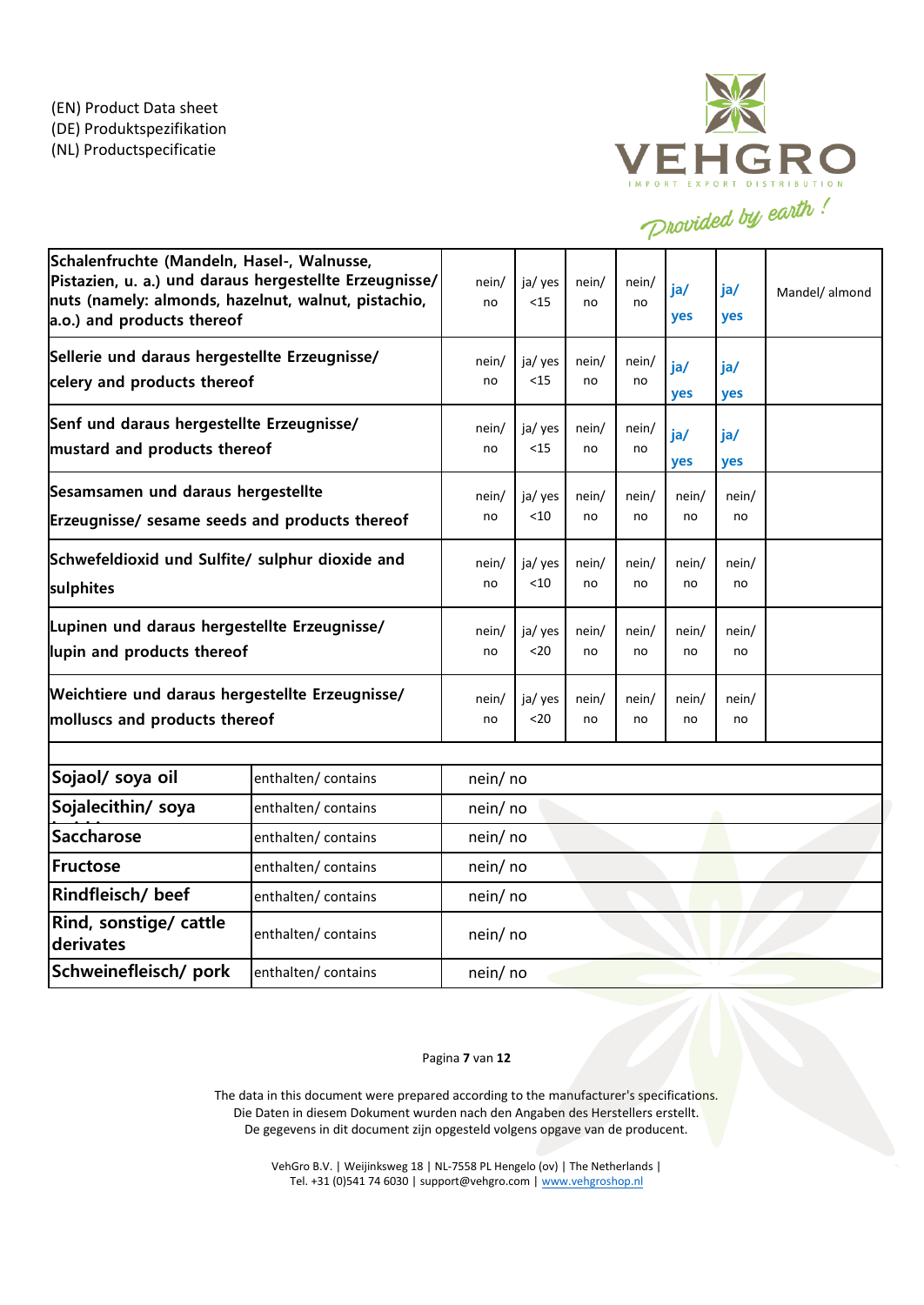(EN) Product Data sheet
(DE) Produktspezifikation
(NL) Productspecificatie

VEHGRO
IMPORT EXPORT DISTRIBUTION
Provided by earth !

| | | | | | | | |
|---|---|---|---|---|---|---|---|
| **Schalenfruchte (Mandeln, Hasel-, Walnusse, Pistazien, u. a.) und daraus hergestellte Erzeugnisse/ nuts (namely: almonds, hazelnut, walnut, pistachio, a.o.) and products thereof** | nein/ no | ja/ yes <15 | nein/ no | nein/ no | **ja/ yes** | **ja/ yes** | Mandel/ almond |
| **Sellerie und daraus hergestellte Erzeugnisse/ celery and products thereof** | nein/ no | ja/ yes <15 | nein/ no | nein/ no | **ja/ yes** | **ja/ yes** | |
| **Senf und daraus hergestellte Erzeugnisse/ mustard and products thereof** | nein/ no | ja/ yes <15 | nein/ no | nein/ no | **ja/ yes** | **ja/ yes** | |
| **Sesamsamen und daraus hergestellte Erzeugnisse/ sesame seeds and products thereof** | nein/ no | ja/ yes <10 | nein/ no | nein/ no | nein/ no | nein/ no | |
| **Schwefeldioxid und Sulfite/ sulphur dioxide and sulphites** | nein/ no | ja/ yes <10 | nein/ no | nein/ no | nein/ no | nein/ no | |
| **Lupinen und daraus hergestellte Erzeugnisse/ lupin and products thereof** | nein/ no | ja/ yes <20 | nein/ no | nein/ no | nein/ no | nein/ no | |
| **Weichtiere und daraus hergestellte Erzeugnisse/ molluscs and products thereof** | nein/ no | ja/ yes <20 | nein/ no | nein/ no | nein/ no | nein/ no | |

| | | |
|---|---|---|
| **Sojaol/ soya oil** | enthalten/ contains | nein/ no |
| **Sojalecithin/ soya lecithin** | enthalten/ contains | nein/ no |
| **Saccharose** | enthalten/ contains | nein/ no |
| **Fructose** | enthalten/ contains | nein/ no |
| **Rindfleisch/ beef** | enthalten/ contains | nein/ no |
| **Rind, sonstige/ cattle derivates** | enthalten/ contains | nein/ no |
| **Schweinefleisch/ pork** | enthalten/ contains | nein/ no |

The data in this document were prepared according to the manufacturer's specifications.
Die Daten in diesem Dokument wurden nach den Angaben des Herstellers erstellt.
De gegevens in dit document zijn opgesteld volgens opgave van de producent.

VehGro B.V. | Weijinksweg 18 | NL-7558 PL Hengelo (ov) | The Netherlands |
Tel. +31 (0)541 74 6030 | support@vehgro.com | www.vehgroshop.nl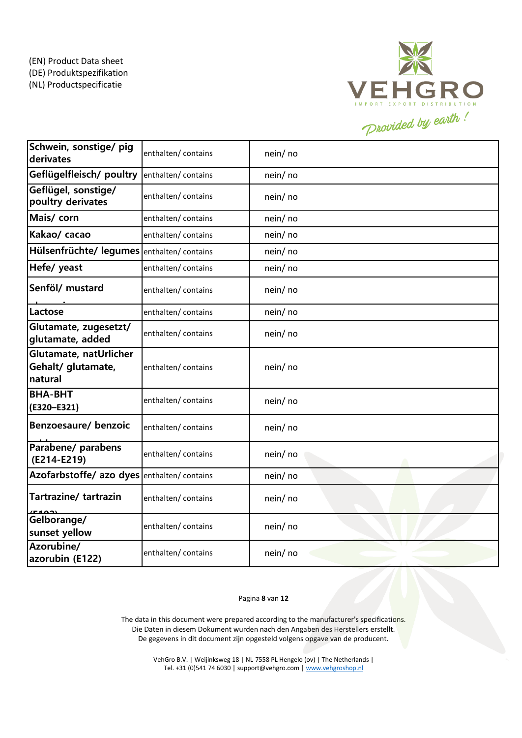(EN) Product Data sheet
(DE) Produktspezifikation
(NL) Productspecificatie

| **Schwein, sonstige/ pig derivates** | enthalten/ contains | nein/ no |
|---|---|---|
| **Geflügelfleisch/ poultry** | enthalten/ contains | nein/ no |
| **Geflügel, sonstige/ poultry derivates** | enthalten/ contains | nein/ no |
| **Mais/ corn** | enthalten/ contains | nein/ no |
| **Kakao/ cacao** | enthalten/ contains | nein/ no |
| **Hülsenfrüchte/ legumes** | enthalten/ contains | nein/ no |
| **Hefe/ yeast** | enthalten/ contains | nein/ no |
| **Senföl/ mustard** | enthalten/ contains | nein/ no |
| **Lactose** | enthalten/ contains | nein/ no |
| **Glutamate, zugesetzt/ glutamate, added** | enthalten/ contains | nein/ no |
| **Glutamate, natUrlicher Gehalt/ glutamate, natural** | enthalten/ contains | nein/ no |
| **BHA-BHT (E320–E321)** | enthalten/ contains | nein/ no |
| **Benzoesaure/ benzoic** | enthalten/ contains | nein/ no |
| **Parabene/ parabens (E214-E219)** | enthalten/ contains | nein/ no |
| **Azofarbstoffe/ azo dyes** | enthalten/ contains | nein/ no |
| **Tartrazine/ tartrazin** | enthalten/ contains | nein/ no |
| **Gelborange/ sunset yellow** | enthalten/ contains | nein/ no |
| **Azorubine/ azorubin (E122)** | enthalten/ contains | nein/ no |

The data in this document were prepared according to the manufacturer's specifications.
Die Daten in diesem Dokument wurden nach den Angaben des Herstellers erstellt.
De gegevens in dit document zijn opgesteld volgens opgave van de producent.

VehGro B.V. | Weijinksweg 18 | NL-7558 PL Hengelo (ov) | The Netherlands |
Tel. +31 (0)541 74 6030 | support@vehgro.com | www.vehgroshop.nl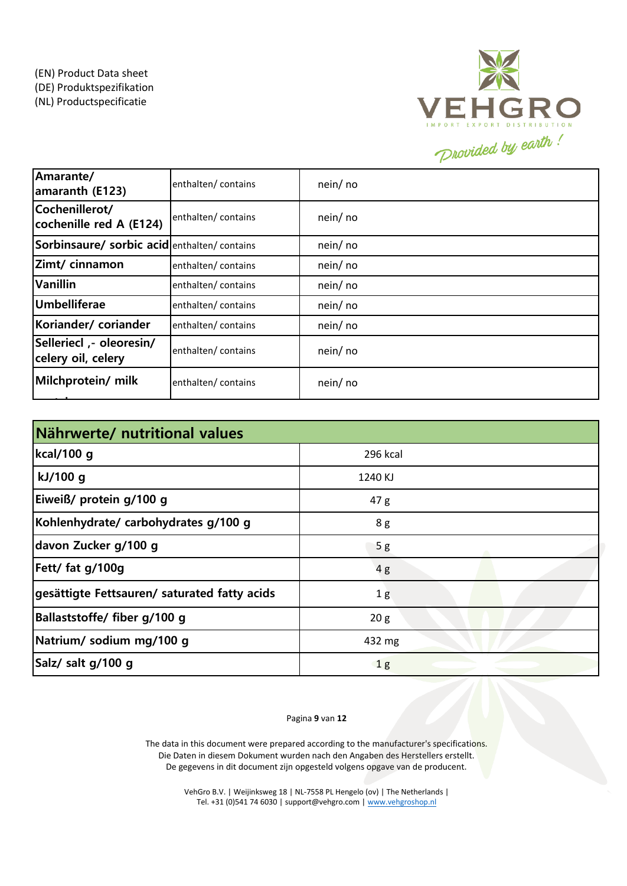(EN) Product Data sheet
(DE) Produktspezifikation
(NL) Productspecificatie

VEHGRO
IMPORT EXPORT DISTRIBUTION
Provided by earth !

| | | |
|---|---|---|
| **Amarante/ amaranth (E123)** | enthalten/ contains | nein/ no |
| **Cochenillerot/ cochenille red A (E124)** | enthalten/ contains | nein/ no |
| **Sorbinsaure/ sorbic acid** | enthalten/ contains | nein/ no |
| **Zimt/ cinnamon** | enthalten/ contains | nein/ no |
| **Vanillin** | enthalten/ contains | nein/ no |
| **Umbelliferae** | enthalten/ contains | nein/ no |
| **Koriander/ coriander** | enthalten/ contains | nein/ no |
| **Selleriecl ,- oleoresin/ celery oil, celery** | enthalten/ contains | nein/ no |
| **Milchprotein/ milk** | enthalten/ contains | nein/ no |

| **Nährwerte/ nutritional values** | |
|---|---|
| **kcal/100 g** | 296 kcal |
| **kJ/100 g** | 1240 KJ |
| **Eiweiß/ protein g/100 g** | 47 g |
| **Kohlenhydrate/ carbohydrates g/100 g** | 8 g |
| **davon Zucker g/100 g** | 5 g |
| **Fett/ fat g/100g** | 4 g |
| **gesättigte Fettsauren/ saturated fatty acids** | 1 g |
| **Ballaststoffe/ fiber g/100 g** | 20 g |
| **Natrium/ sodium mg/100 g** | 432 mg |
| **Salz/ salt g/100 g** | 1 g |

The data in this document were prepared according to the manufacturer's specifications.
Die Daten in diesem Dokument wurden nach den Angaben des Herstellers erstellt.
De gegevens in dit document zijn opgesteld volgens opgave van de producent.

VehGro B.V. | Weijinksweg 18 | NL-7558 PL Hengelo (ov) | The Netherlands |
Tel. +31 (0)541 74 6030 | support@vehgro.com | www.vehgroshop.nl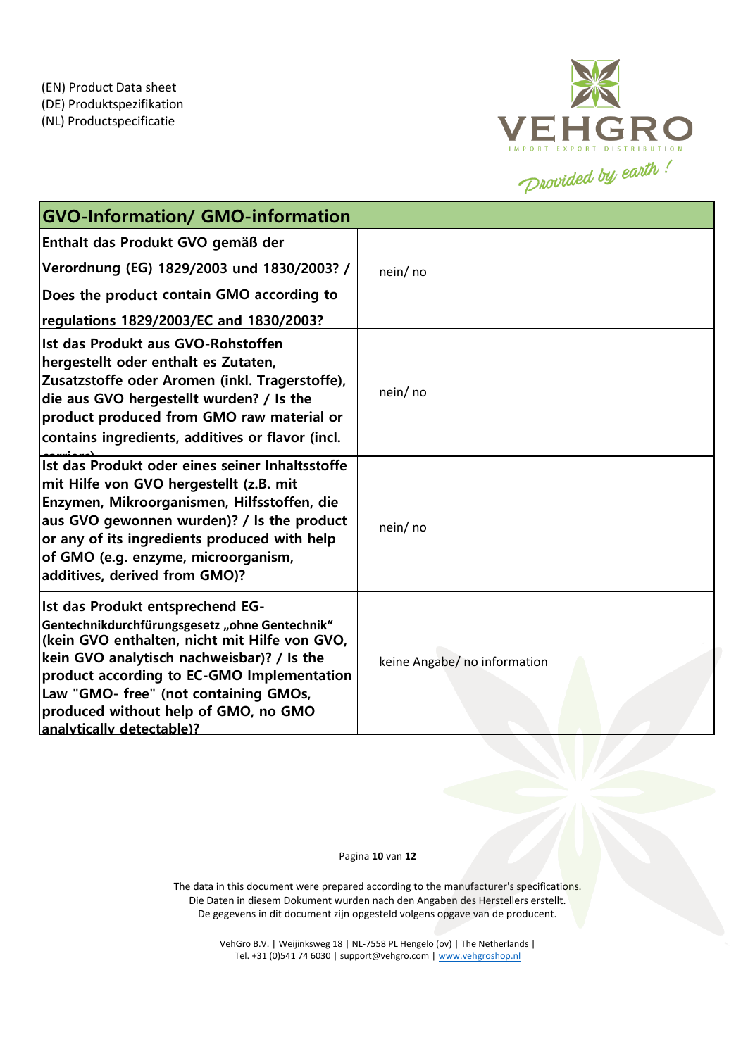(EN) Product Data sheet
(DE) Produktspezifikation
(NL) Productspecificatie

| GVO-Information/ GMO-information | |
|---|---|
| **Enthalt das Produkt GVO gemäß der Verordnung (EG) 1829/2003 und 1830/2003? / Does the product contain GMO according to regulations 1829/2003/EC and 1830/2003?** | nein/ no |
| **Ist das Produkt aus GVO-Rohstoffen hergestellt oder enthalt es Zutaten, Zusatzstoffe oder Aromen (inkl. Tragerstoffe), die aus GVO hergestellt wurden? / Is the product produced from GMO raw material or contains ingredients, additives or flavor (incl. carriers)** | nein/ no |
| **Ist das Produkt oder eines seiner Inhaltsstoffe mit Hilfe von GVO hergestellt (z.B. mit Enzymen, Mikroorganismen, Hilfsstoffen, die aus GVO gewonnen wurden)? / Is the product or any of its ingredients produced with help of GMO (e.g. enzyme, microorganism, additives, derived from GMO)?** | nein/ no |
| **Ist das Produkt entsprechend EG-Gentechnikdurchfürungsgesetz „ohne Gentechnik" (kein GVO enthalten, nicht mit Hilfe von GVO, kein GVO analytisch nachweisbar)? / Is the product according to EC-GMO Implementation Law "GMO- free" (not containing GMOs, produced without help of GMO, no GMO analytically detectable)?** | keine Angabe/ no information |

The data in this document were prepared according to the manufacturer's specifications.
Die Daten in diesem Dokument wurden nach den Angaben des Herstellers erstellt.
De gegevens in dit document zijn opgesteld volgens opgave van de producent.

VehGro B.V. | Weijinksweg 18 | NL-7558 PL Hengelo (ov) | The Netherlands |
Tel. +31 (0)541 74 6030 | support@vehgro.com | www.vehgroshop.nl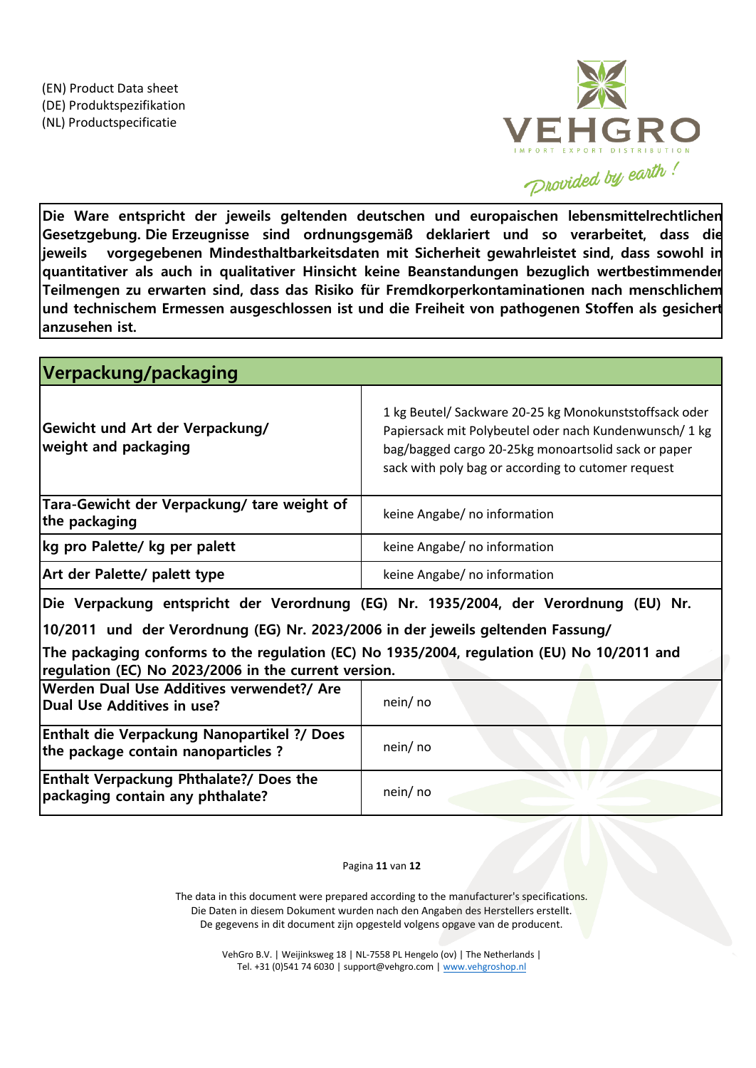(EN) Product Data sheet
(DE) Produktspezifikation
(NL) Productspecificatie

**Die Ware entspricht der jeweils geltenden deutschen und europaischen lebensmittelrechtlichen Gesetzgebung. Die Erzeugnisse sind ordnungsgemäß deklariert und so verarbeitet, dass die jeweils vorgegebenen Mindesthaltbarkeitsdaten mit Sicherheit gewahrleistet sind, dass sowohl in quantitativer als auch in qualitativer Hinsicht keine Beanstandungen bezuglich wertbestimmender Teilmengen zu erwarten sind, dass das Risiko für Fremdkorperkontaminationen nach menschlichem und technischem Ermessen ausgeschlossen ist und die Freiheit von pathogenen Stoffen als gesichert anzusehen ist.**

## Verpackung/packaging

| | |
|---|---|
| **Gewicht und Art der Verpackung/ weight and packaging** | 1 kg Beutel/ Sackware 20-25 kg Monokunststoffsack oder Papiersack mit Polybeutel oder nach Kundenwunsch/ 1 kg bag/bagged cargo 20-25kg monoartsolid sack or paper sack with poly bag or according to cutomer request |
| **Tara-Gewicht der Verpackung/ tare weight of the packaging** | keine Angabe/ no information |
| **kg pro Palette/ kg per palett** | keine Angabe/ no information |
| **Art der Palette/ palett type** | keine Angabe/ no information |

**Die Verpackung entspricht der Verordnung (EG) Nr. 1935/2004, der Verordnung (EU) Nr. 10/2011 und der Verordnung (EG) Nr. 2023/2006 in der jeweils geltenden Fassung/**

**The packaging conforms to the regulation (EC) No 1935/2004, regulation (EU) No 10/2011 and regulation (EC) No 2023/2006 in the current version.**

| | |
|---|---|
| **Werden Dual Use Additives verwendet?/ Are Dual Use Additives in use?** | nein/ no |
| **Enthalt die Verpackung Nanopartikel ?/ Does the package contain nanoparticles ?** | nein/ no |
| **Enthalt Verpackung Phthalate?/ Does the packaging contain any phthalate?** | nein/ no |

The data in this document were prepared according to the manufacturer's specifications.
Die Daten in diesem Dokument wurden nach den Angaben des Herstellers erstellt.
De gegevens in dit document zijn opgesteld volgens opgave van de producent.

VehGro B.V. | Weijinksweg 18 | NL-7558 PL Hengelo (ov) | The Netherlands |
Tel. +31 (0)541 74 6030 | support@vehgro.com | www.vehgroshop.nl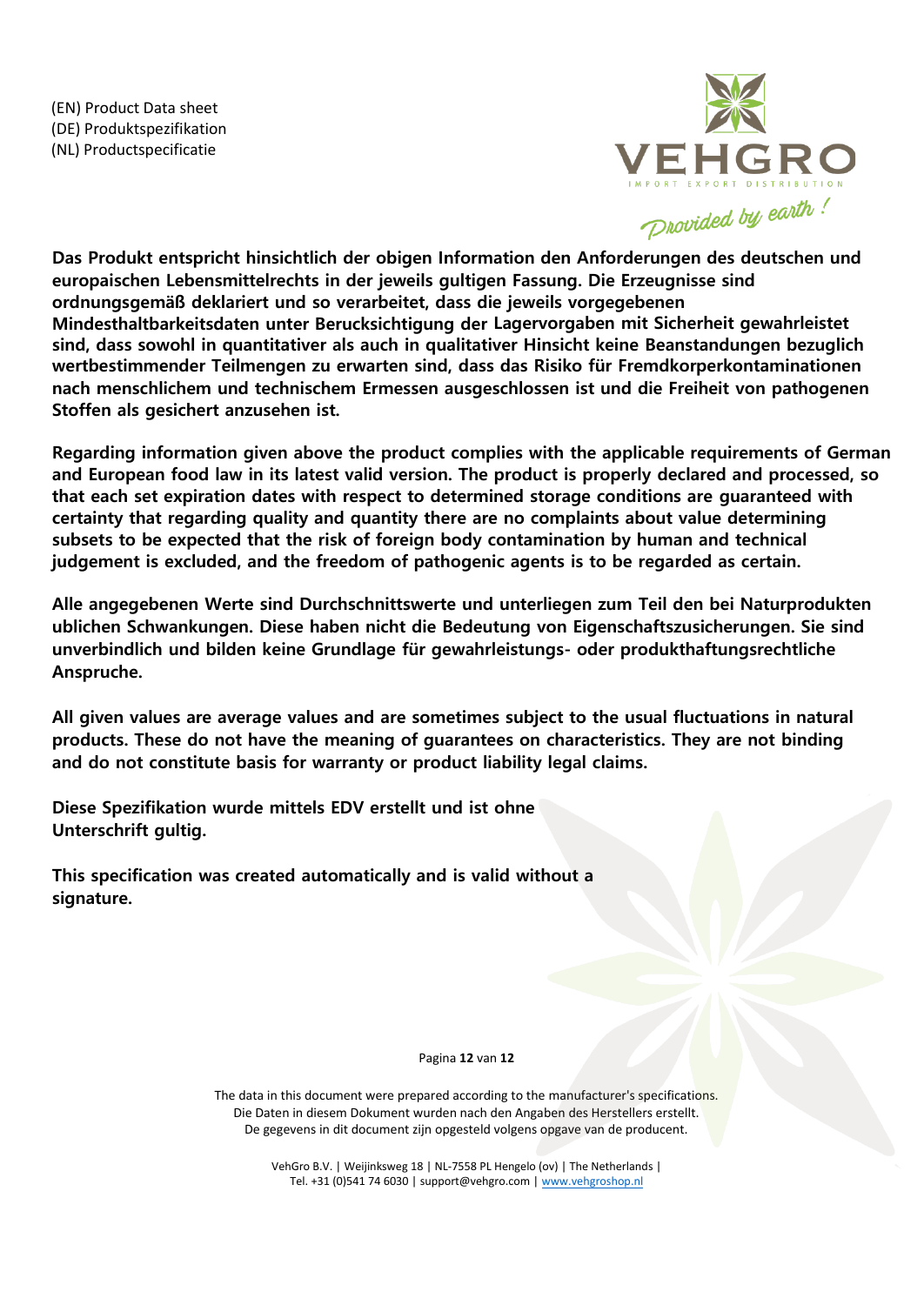(EN) Product Data sheet
(DE) Produktspezifikation
(NL) Productspecificatie

**Das Produkt entspricht hinsichtlich der obigen Information den Anforderungen des deutschen und europaischen Lebensmittelrechts in der jeweils gultigen Fassung. Die Erzeugnisse sind ordnungsgemäß deklariert und so verarbeitet, dass die jeweils vorgegebenen Mindesthaltbarkeitsdaten unter Berucksichtigung der Lagervorgaben mit Sicherheit gewahrleistet sind, dass sowohl in quantitativer als auch in qualitativer Hinsicht keine Beanstandungen bezuglich wertbestimmender Teilmengen zu erwarten sind, dass das Risiko für Fremdkorperkontaminationen nach menschlichem und technischem Ermessen ausgeschlossen ist und die Freiheit von pathogenen Stoffen als gesichert anzusehen ist.**

**Regarding information given above the product complies with the applicable requirements of German and European food law in its latest valid version. The product is properly declared and processed, so that each set expiration dates with respect to determined storage conditions are guaranteed with certainty that regarding quality and quantity there are no complaints about value determining subsets to be expected that the risk of foreign body contamination by human and technical judgement is excluded, and the freedom of pathogenic agents is to be regarded as certain.**

**Alle angegebenen Werte sind Durchschnittswerte und unterliegen zum Teil den bei Naturprodukten ublichen Schwankungen. Diese haben nicht die Bedeutung von Eigenschaftszusicherungen. Sie sind unverbindlich und bilden keine Grundlage für gewahrleistungs- oder produkthaftungsrechtliche Anspruche.**

**All given values are average values and are sometimes subject to the usual fluctuations in natural products. These do not have the meaning of guarantees on characteristics. They are not binding and do not constitute basis for warranty or product liability legal claims.**

**Diese Spezifikation wurde mittels EDV erstellt und ist ohne Unterschrift gultig.**

**This specification was created automatically and is valid without a signature.**

The data in this document were prepared according to the manufacturer's specifications.
Die Daten in diesem Dokument wurden nach den Angaben des Herstellers erstellt.
De gegevens in dit document zijn opgesteld volgens opgave van de producent.

VehGro B.V. | Weijinksweg 18 | NL-7558 PL Hengelo (ov) | The Netherlands |
Tel. +31 (0)541 74 6030 | support@vehgro.com | www.vehgroshop.nl